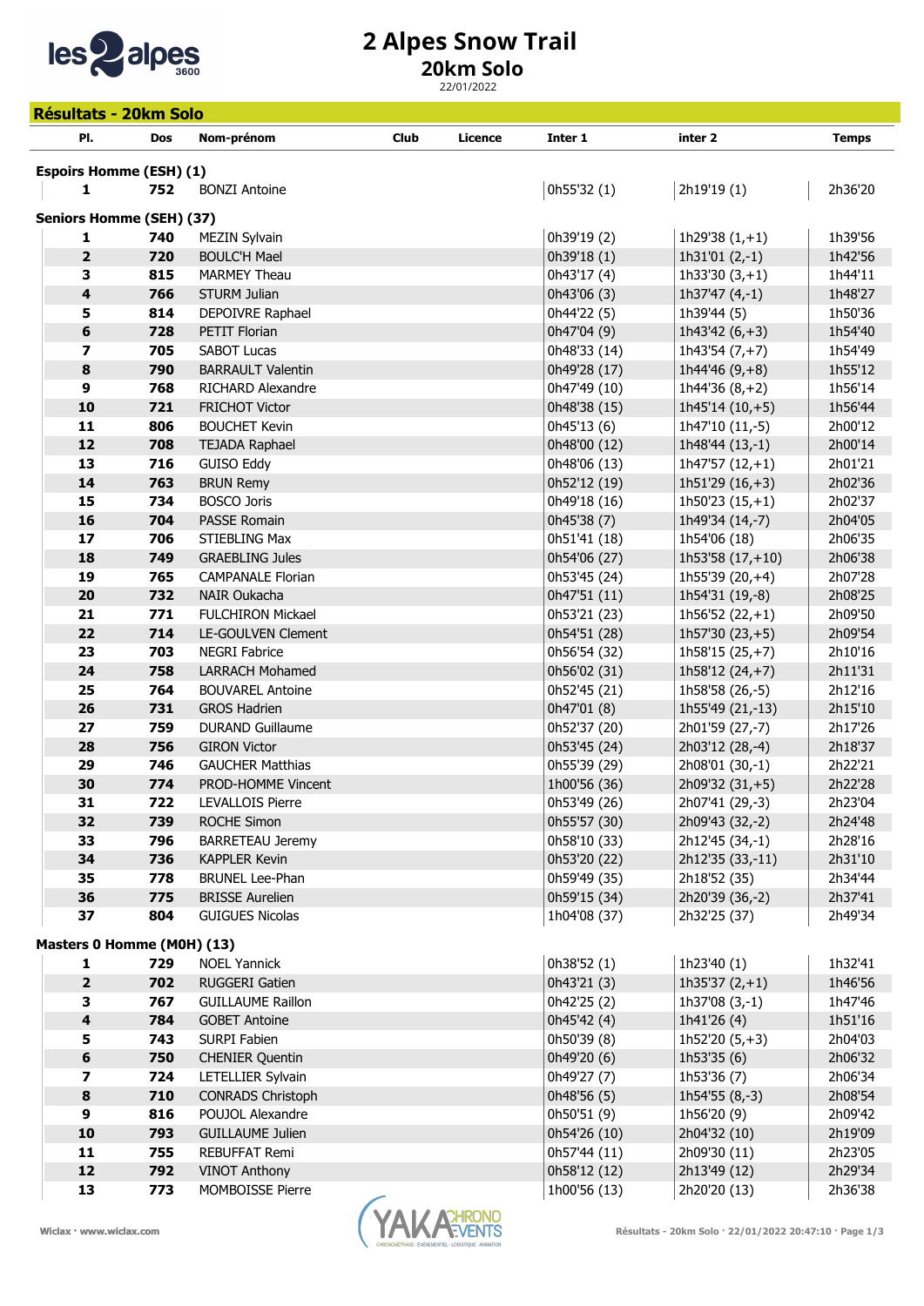# 2 Alpes Snow Trail

## 20km Solo

22/01/2022

## Résultats - 20km Solo

| Pl. | Dos | Nom-prénom | Club | Licence | Inter 1 | inter 2 | Temps |
|---|---|---|---|---|---|---|---|
| **Espoirs Homme (ESH) (1)** | | | | | | | |
| 1 | 752 | BONZI Antoine | | | 0h55'32 (1) | 2h19'19 (1) | 2h36'20 |
| **Seniors Homme (SEH) (37)** | | | | | | | |
| 1 | 740 | MEZIN Sylvain | | | 0h39'19 (2) | 1h29'38 (1,+1) | 1h39'56 |
| 2 | 720 | BOULC'H Mael | | | 0h39'18 (1) | 1h31'01 (2,-1) | 1h42'56 |
| 3 | 815 | MARMEY Theau | | | 0h43'17 (4) | 1h33'30 (3,+1) | 1h44'11 |
| 4 | 766 | STURM Julian | | | 0h43'06 (3) | 1h37'47 (4,-1) | 1h48'27 |
| 5 | 814 | DEPOIVRE Raphael | | | 0h44'22 (5) | 1h39'44 (5) | 1h50'36 |
| 6 | 728 | PETIT Florian | | | 0h47'04 (9) | 1h43'42 (6,+3) | 1h54'40 |
| 7 | 705 | SABOT Lucas | | | 0h48'33 (14) | 1h43'54 (7,+7) | 1h54'49 |
| 8 | 790 | BARRAULT Valentin | | | 0h49'28 (17) | 1h44'46 (9,+8) | 1h55'12 |
| 9 | 768 | RICHARD Alexandre | | | 0h47'49 (10) | 1h44'36 (8,+2) | 1h56'14 |
| 10 | 721 | FRICHOT Victor | | | 0h48'38 (15) | 1h45'14 (10,+5) | 1h56'44 |
| 11 | 806 | BOUCHET Kevin | | | 0h45'13 (6) | 1h47'10 (11,-5) | 2h00'12 |
| 12 | 708 | TEJADA Raphael | | | 0h48'00 (12) | 1h48'44 (13,-1) | 2h00'14 |
| 13 | 716 | GUISO Eddy | | | 0h48'06 (13) | 1h47'57 (12,+1) | 2h01'21 |
| 14 | 763 | BRUN Remy | | | 0h52'12 (19) | 1h51'29 (16,+3) | 2h02'36 |
| 15 | 734 | BOSCO Joris | | | 0h49'18 (16) | 1h50'23 (15,+1) | 2h02'37 |
| 16 | 704 | PASSE Romain | | | 0h45'38 (7) | 1h49'34 (14,-7) | 2h04'05 |
| 17 | 706 | STIEBLING Max | | | 0h51'41 (18) | 1h54'06 (18) | 2h06'35 |
| 18 | 749 | GRAEBLING Jules | | | 0h54'06 (27) | 1h53'58 (17,+10) | 2h06'38 |
| 19 | 765 | CAMPANALE Florian | | | 0h53'45 (24) | 1h55'39 (20,+4) | 2h07'28 |
| 20 | 732 | NAIR Oukacha | | | 0h47'51 (11) | 1h54'31 (19,-8) | 2h08'25 |
| 21 | 771 | FULCHIRON Mickael | | | 0h53'21 (23) | 1h56'52 (22,+1) | 2h09'50 |
| 22 | 714 | LE-GOULVEN Clement | | | 0h54'51 (28) | 1h57'30 (23,+5) | 2h09'54 |
| 23 | 703 | NEGRI Fabrice | | | 0h56'54 (32) | 1h58'15 (25,+7) | 2h10'16 |
| 24 | 758 | LARRACH Mohamed | | | 0h56'02 (31) | 1h58'12 (24,+7) | 2h11'31 |
| 25 | 764 | BOUVAREL Antoine | | | 0h52'45 (21) | 1h58'58 (26,-5) | 2h12'16 |
| 26 | 731 | GROS Hadrien | | | 0h47'01 (8) | 1h55'49 (21,-13) | 2h15'10 |
| 27 | 759 | DURAND Guillaume | | | 0h52'37 (20) | 2h01'59 (27,-7) | 2h17'26 |
| 28 | 756 | GIRON Victor | | | 0h53'45 (24) | 2h03'12 (28,-4) | 2h18'37 |
| 29 | 746 | GAUCHER Matthias | | | 0h55'39 (29) | 2h08'01 (30,-1) | 2h22'21 |
| 30 | 774 | PROD-HOMME Vincent | | | 1h00'56 (36) | 2h09'32 (31,+5) | 2h22'28 |
| 31 | 722 | LEVALLOIS Pierre | | | 0h53'49 (26) | 2h07'41 (29,-3) | 2h23'04 |
| 32 | 739 | ROCHE Simon | | | 0h55'57 (30) | 2h09'43 (32,-2) | 2h24'48 |
| 33 | 796 | BARRETEAU Jeremy | | | 0h58'10 (33) | 2h12'45 (34,-1) | 2h28'16 |
| 34 | 736 | KAPPLER Kevin | | | 0h53'20 (22) | 2h12'35 (33,-11) | 2h31'10 |
| 35 | 778 | BRUNEL Lee-Phan | | | 0h59'49 (35) | 2h18'52 (35) | 2h34'44 |
| 36 | 775 | BRISSE Aurelien | | | 0h59'15 (34) | 2h20'39 (36,-2) | 2h37'41 |
| 37 | 804 | GUIGUES Nicolas | | | 1h04'08 (37) | 2h32'25 (37) | 2h49'34 |
| **Masters 0 Homme (M0H) (13)** | | | | | | | |
| 1 | 729 | NOEL Yannick | | | 0h38'52 (1) | 1h23'40 (1) | 1h32'41 |
| 2 | 702 | RUGGERI Gatien | | | 0h43'21 (3) | 1h35'37 (2,+1) | 1h46'56 |
| 3 | 767 | GUILLAUME Raillon | | | 0h42'25 (2) | 1h37'08 (3,-1) | 1h47'46 |
| 4 | 784 | GOBET Antoine | | | 0h45'42 (4) | 1h41'26 (4) | 1h51'16 |
| 5 | 743 | SURPI Fabien | | | 0h50'39 (8) | 1h52'20 (5,+3) | 2h04'03 |
| 6 | 750 | CHENIER Quentin | | | 0h49'20 (6) | 1h53'35 (6) | 2h06'32 |
| 7 | 724 | LETELLIER Sylvain | | | 0h49'27 (7) | 1h53'36 (7) | 2h06'34 |
| 8 | 710 | CONRADS Christoph | | | 0h48'56 (5) | 1h54'55 (8,-3) | 2h08'54 |
| 9 | 816 | POUJOL Alexandre | | | 0h50'51 (9) | 1h56'20 (9) | 2h09'42 |
| 10 | 793 | GUILLAUME Julien | | | 0h54'26 (10) | 2h04'32 (10) | 2h19'09 |
| 11 | 755 | REBUFFAT Remi | | | 0h57'44 (11) | 2h09'30 (11) | 2h23'05 |
| 12 | 792 | VINOT Anthony | | | 0h58'12 (12) | 2h13'49 (12) | 2h29'34 |
| 13 | 773 | MOMBOISSE Pierre | | | 1h00'56 (13) | 2h20'20 (13) | 2h36'38 |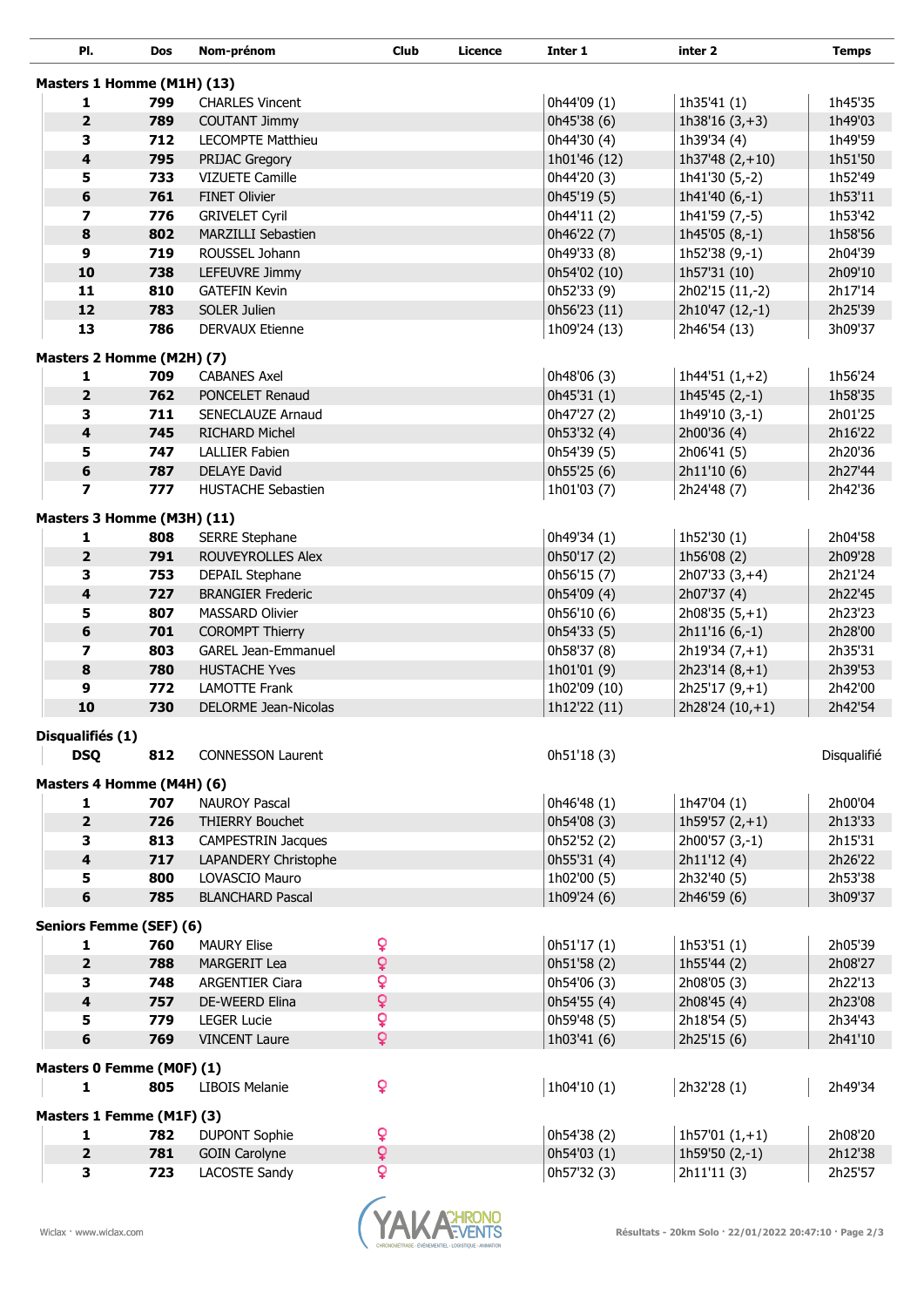| Pl. | Dos | Nom-prénom | Club | Licence | Inter 1 | inter 2 | Temps |
|---|---|---|---|---|---|---|---|
| **Masters 1 Homme (M1H) (13)** | | | | | | | |
| **1** | **799** | CHARLES Vincent | | | 0h44'09 (1) | 1h35'41 (1) | 1h45'35 |
| **2** | **789** | COUTANT Jimmy | | | 0h45'38 (6) | 1h38'16 (3,+3) | 1h49'03 |
| **3** | **712** | LECOMPTE Matthieu | | | 0h44'30 (4) | 1h39'34 (4) | 1h49'59 |
| **4** | **795** | PRIJAC Gregory | | | 1h01'46 (12) | 1h37'48 (2,+10) | 1h51'50 |
| **5** | **733** | VIZUETE Camille | | | 0h44'20 (3) | 1h41'30 (5,-2) | 1h52'49 |
| **6** | **761** | FINET Olivier | | | 0h45'19 (5) | 1h41'40 (6,-1) | 1h53'11 |
| **7** | **776** | GRIVELET Cyril | | | 0h44'11 (2) | 1h41'59 (7,-5) | 1h53'42 |
| **8** | **802** | MARZILLI Sebastien | | | 0h46'22 (7) | 1h45'05 (8,-1) | 1h58'56 |
| **9** | **719** | ROUSSEL Johann | | | 0h49'33 (8) | 1h52'38 (9,-1) | 2h04'39 |
| **10** | **738** | LEFEUVRE Jimmy | | | 0h54'02 (10) | 1h57'31 (10) | 2h09'10 |
| **11** | **810** | GATEFIN Kevin | | | 0h52'33 (9) | 2h02'15 (11,-2) | 2h17'14 |
| **12** | **783** | SOLER Julien | | | 0h56'23 (11) | 2h10'47 (12,-1) | 2h25'39 |
| **13** | **786** | DERVAUX Etienne | | | 1h09'24 (13) | 2h46'54 (13) | 3h09'37 |
| **Masters 2 Homme (M2H) (7)** | | | | | | | |
| **1** | **709** | CABANES Axel | | | 0h48'06 (3) | 1h44'51 (1,+2) | 1h56'24 |
| **2** | **762** | PONCELET Renaud | | | 0h45'31 (1) | 1h45'45 (2,-1) | 1h58'35 |
| **3** | **711** | SENECLAUZE Arnaud | | | 0h47'27 (2) | 1h49'10 (3,-1) | 2h01'25 |
| **4** | **745** | RICHARD Michel | | | 0h53'32 (4) | 2h00'36 (4) | 2h16'22 |
| **5** | **747** | LALLIER Fabien | | | 0h54'39 (5) | 2h06'41 (5) | 2h20'36 |
| **6** | **787** | DELAYE David | | | 0h55'25 (6) | 2h11'10 (6) | 2h27'44 |
| **7** | **777** | HUSTACHE Sebastien | | | 1h01'03 (7) | 2h24'48 (7) | 2h42'36 |
| **Masters 3 Homme (M3H) (11)** | | | | | | | |
| **1** | **808** | SERRE Stephane | | | 0h49'34 (1) | 1h52'30 (1) | 2h04'58 |
| **2** | **791** | ROUVEYROLLES Alex | | | 0h50'17 (2) | 1h56'08 (2) | 2h09'28 |
| **3** | **753** | DEPAIL Stephane | | | 0h56'15 (7) | 2h07'33 (3,+4) | 2h21'24 |
| **4** | **727** | BRANGIER Frederic | | | 0h54'09 (4) | 2h07'37 (4) | 2h22'45 |
| **5** | **807** | MASSARD Olivier | | | 0h56'10 (6) | 2h08'35 (5,+1) | 2h23'23 |
| **6** | **701** | COROMPT Thierry | | | 0h54'33 (5) | 2h11'16 (6,-1) | 2h28'00 |
| **7** | **803** | GAREL Jean-Emmanuel | | | 0h58'37 (8) | 2h19'34 (7,+1) | 2h35'31 |
| **8** | **780** | HUSTACHE Yves | | | 1h01'01 (9) | 2h23'14 (8,+1) | 2h39'53 |
| **9** | **772** | LAMOTTE Frank | | | 1h02'09 (10) | 2h25'17 (9,+1) | 2h42'00 |
| **10** | **730** | DELORME Jean-Nicolas | | | 1h12'22 (11) | 2h28'24 (10,+1) | 2h42'54 |
| **Disqualifiés (1)** | | | | | | | |
| **DSQ** | **812** | CONNESSON Laurent | | | 0h51'18 (3) | | Disqualifié |
| **Masters 4 Homme (M4H) (6)** | | | | | | | |
| **1** | **707** | NAUROY Pascal | | | 0h46'48 (1) | 1h47'04 (1) | 2h00'04 |
| **2** | **726** | THIERRY Bouchet | | | 0h54'08 (3) | 1h59'57 (2,+1) | 2h13'33 |
| **3** | **813** | CAMPESTRIN Jacques | | | 0h52'52 (2) | 2h00'57 (3,-1) | 2h15'31 |
| **4** | **717** | LAPANDERY Christophe | | | 0h55'31 (4) | 2h11'12 (4) | 2h26'22 |
| **5** | **800** | LOVASCIO Mauro | | | 1h02'00 (5) | 2h32'40 (5) | 2h53'38 |
| **6** | **785** | BLANCHARD Pascal | | | 1h09'24 (6) | 2h46'59 (6) | 3h09'37 |
| **Seniors Femme (SEF) (6)** | | | | | | | |
| **1** | **760** | MAURY Elise | ♀ | | 0h51'17 (1) | 1h53'51 (1) | 2h05'39 |
| **2** | **788** | MARGERIT Lea | ♀ | | 0h51'58 (2) | 1h55'44 (2) | 2h08'27 |
| **3** | **748** | ARGENTIER Ciara | ♀ | | 0h54'06 (3) | 2h08'05 (3) | 2h22'13 |
| **4** | **757** | DE-WEERD Elina | ♀ | | 0h54'55 (4) | 2h08'45 (4) | 2h23'08 |
| **5** | **779** | LEGER Lucie | ♀ | | 0h59'48 (5) | 2h18'54 (5) | 2h34'43 |
| **6** | **769** | VINCENT Laure | ♀ | | 1h03'41 (6) | 2h25'15 (6) | 2h41'10 |
| **Masters 0 Femme (M0F) (1)** | | | | | | | |
| **1** | **805** | LIBOIS Melanie | ♀ | | 1h04'10 (1) | 2h32'28 (1) | 2h49'34 |
| **Masters 1 Femme (M1F) (3)** | | | | | | | |
| **1** | **782** | DUPONT Sophie | ♀ | | 0h54'38 (2) | 1h57'01 (1,+1) | 2h08'20 |
| **2** | **781** | GOIN Carolyne | ♀ | | 0h54'03 (1) | 1h59'50 (2,-1) | 2h12'38 |
| **3** | **723** | LACOSTE Sandy | ♀ | | 0h57'32 (3) | 2h11'11 (3) | 2h25'57 |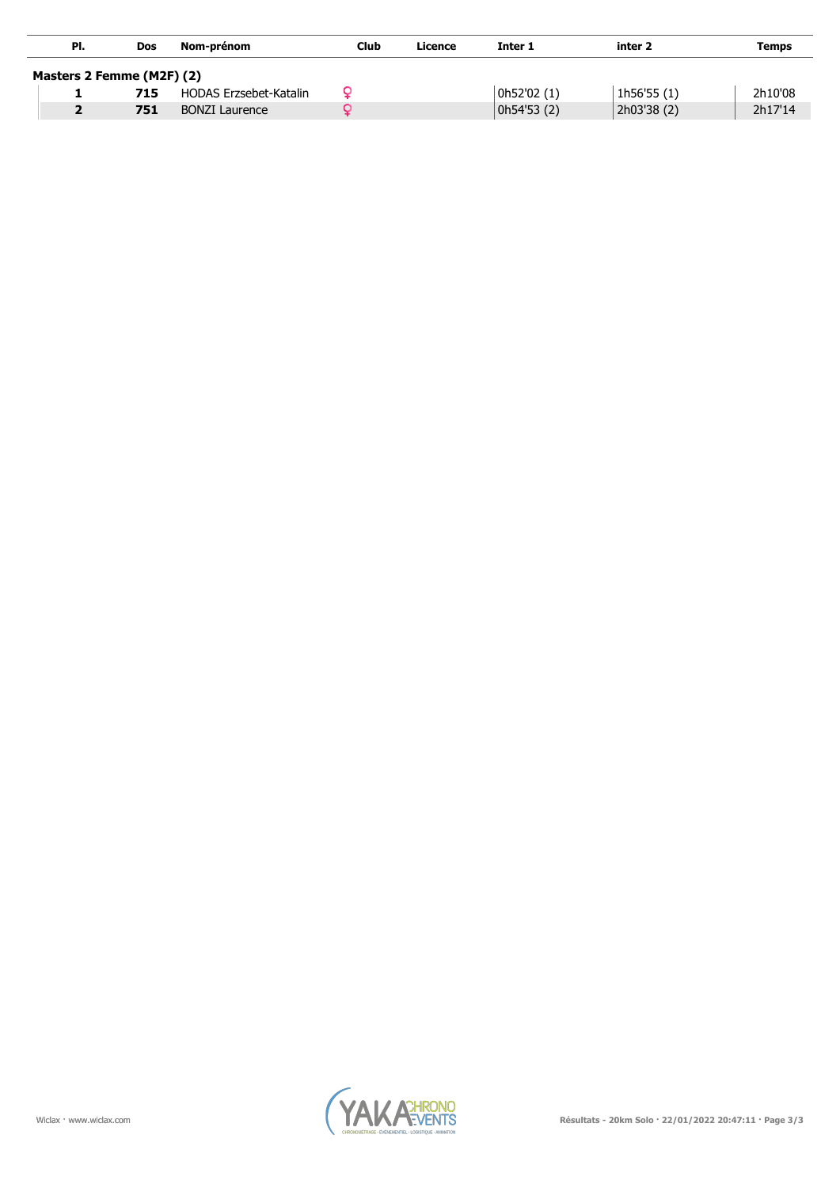| Pl. | Dos | Nom-prénom | Club | Licence | Inter 1 | inter 2 | Temps |
|---|---|---|---|---|---|---|---|
| **Masters 2 Femme (M2F) (2)** | | | | | | | |
| **1** | **715** | HODAS Erzsebet-Katalin | ♀ | | 0h52'02 (1) | 1h56'55 (1) | 2h10'08 |
| **2** | **751** | BONZI Laurence | ♀ | | 0h54'53 (2) | 2h03'38 (2) | 2h17'14 |